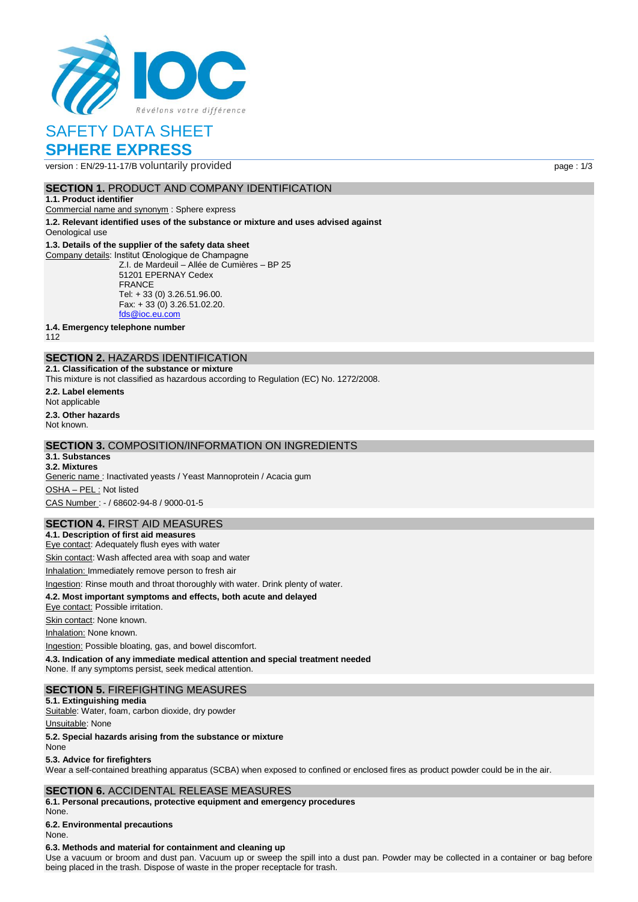# SAFETY DATA SHEET

# SPHERE EXPRESS

version : EN/29-11-17/B voluntarily provided

## SECTION 1. PRODUCT AND COMPANY IDENTIFICATION

**1.1. Product identifier**

Commercial name and synonym : Sphere express

**1.2. Relevant identified uses of the substance or mixture and uses advised against**

Oenological use

**1.3. Details of the supplier of the safety data sheet**

Company details: Institut Œnologique de Champagne
Z.I. de Mardeuil – Allée de Cumières – BP 25
51201 EPERNAY Cedex
FRANCE
Tel: + 33 (0) 3.26.51.96.00.
Fax: + 33 (0) 3.26.51.02.20.
fds@ioc.eu.com

**1.4. Emergency telephone number**

112

## SECTION 2. HAZARDS IDENTIFICATION

**2.1. Classification of the substance or mixture**

This mixture is not classified as hazardous according to Regulation (EC) No. 1272/2008.

**2.2. Label elements**

Not applicable

**2.3. Other hazards**

Not known.

## SECTION 3. COMPOSITION/INFORMATION ON INGREDIENTS

**3.1. Substances**

**3.2. Mixtures**

Generic name : Inactivated yeasts / Yeast Mannoprotein / Acacia gum

OSHA – PEL : Not listed

CAS Number : - / 68602-94-8 / 9000-01-5

## SECTION 4. FIRST AID MEASURES

**4.1. Description of first aid measures**

Eye contact: Adequately flush eyes with water

Skin contact: Wash affected area with soap and water

Inhalation: Immediately remove person to fresh air

Ingestion: Rinse mouth and throat thoroughly with water. Drink plenty of water.

**4.2. Most important symptoms and effects, both acute and delayed**

Eye contact: Possible irritation.

Skin contact: None known.

Inhalation: None known.

Ingestion: Possible bloating, gas, and bowel discomfort.

**4.3. Indication of any immediate medical attention and special treatment needed**

None. If any symptoms persist, seek medical attention.

## SECTION 5. FIREFIGHTING MEASURES

**5.1. Extinguishing media**

Suitable: Water, foam, carbon dioxide, dry powder

Unsuitable: None

**5.2. Special hazards arising from the substance or mixture**

None

**5.3. Advice for firefighters**

Wear a self-contained breathing apparatus (SCBA) when exposed to confined or enclosed fires as product powder could be in the air.

## SECTION 6. ACCIDENTAL RELEASE MEASURES

**6.1. Personal precautions, protective equipment and emergency procedures**

None.

**6.2. Environmental precautions**

None.

**6.3. Methods and material for containment and cleaning up**

Use a vacuum or broom and dust pan. Vacuum up or sweep the spill into a dust pan. Powder may be collected in a container or bag before being placed in the trash. Dispose of waste in the proper receptacle for trash.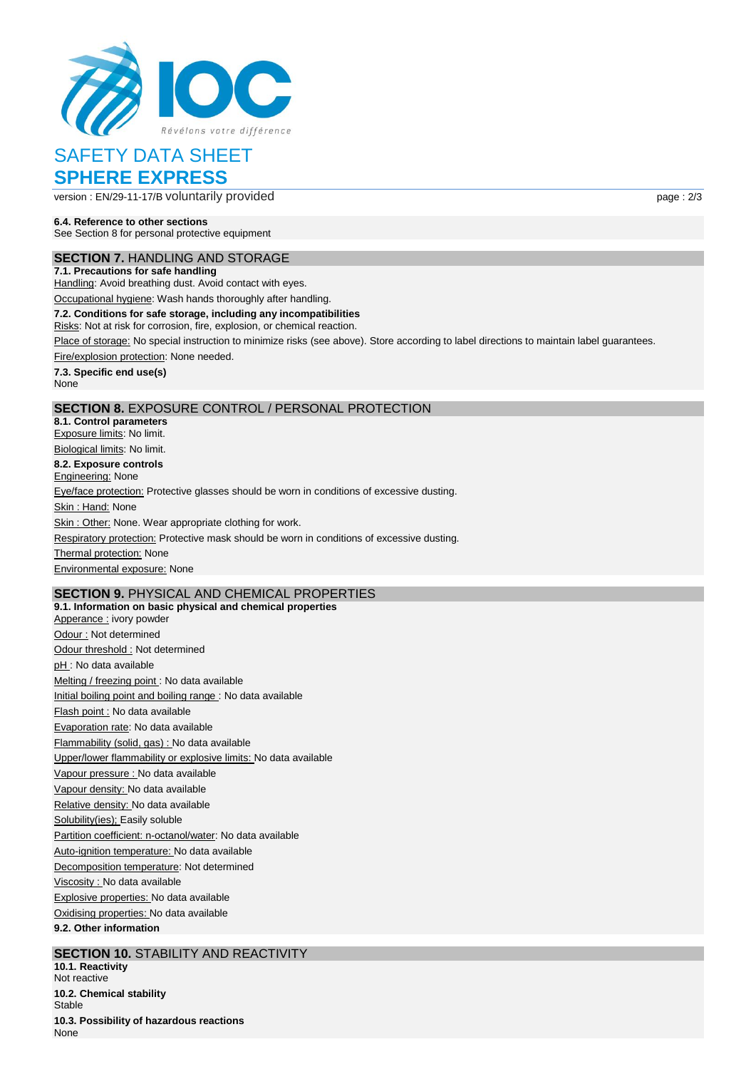# SAFETY DATA SHEET

## SPHERE EXPRESS

version : EN/29-11-17/B voluntarily provided

**6.4. Reference to other sections**
See Section 8 for personal protective equipment

## SECTION 7. HANDLING AND STORAGE

**7.1. Precautions for safe handling**
Handling: Avoid breathing dust. Avoid contact with eyes.

Occupational hygiene: Wash hands thoroughly after handling.

**7.2. Conditions for safe storage, including any incompatibilities**
Risks: Not at risk for corrosion, fire, explosion, or chemical reaction.

Place of storage: No special instruction to minimize risks (see above). Store according to label directions to maintain label guarantees.

Fire/explosion protection: None needed.

**7.3. Specific end use(s)**
None

## SECTION 8. EXPOSURE CONTROL / PERSONAL PROTECTION

**8.1. Control parameters**
Exposure limits: No limit.

Biological limits: No limit.

**8.2. Exposure controls**
Engineering: None

Eye/face protection: Protective glasses should be worn in conditions of excessive dusting.

Skin : Hand: None

Skin : Other: None. Wear appropriate clothing for work.

Respiratory protection: Protective mask should be worn in conditions of excessive dusting.

Thermal protection: None

Environmental exposure: None

## SECTION 9. PHYSICAL AND CHEMICAL PROPERTIES

**9.1. Information on basic physical and chemical properties**
Apperance : ivory powder

Odour : Not determined

Odour threshold : Not determined

pH : No data available

Melting / freezing point : No data available

Initial boiling point and boiling range : No data available

Flash point : No data available

Evaporation rate: No data available

Flammability (solid, gas) : No data available

Upper/lower flammability or explosive limits: No data available

Vapour pressure : No data available

Vapour density: No data available

Relative density: No data available

Solubility(ies); Easily soluble

Partition coefficient: n-octanol/water: No data available

Auto-ignition temperature: No data available

Decomposition temperature: Not determined

Viscosity : No data available

Explosive properties: No data available

Oxidising properties: No data available

**9.2. Other information**

## SECTION 10. STABILITY AND REACTIVITY

**10.1. Reactivity**
Not reactive

**10.2. Chemical stability**
Stable

**10.3. Possibility of hazardous reactions**
None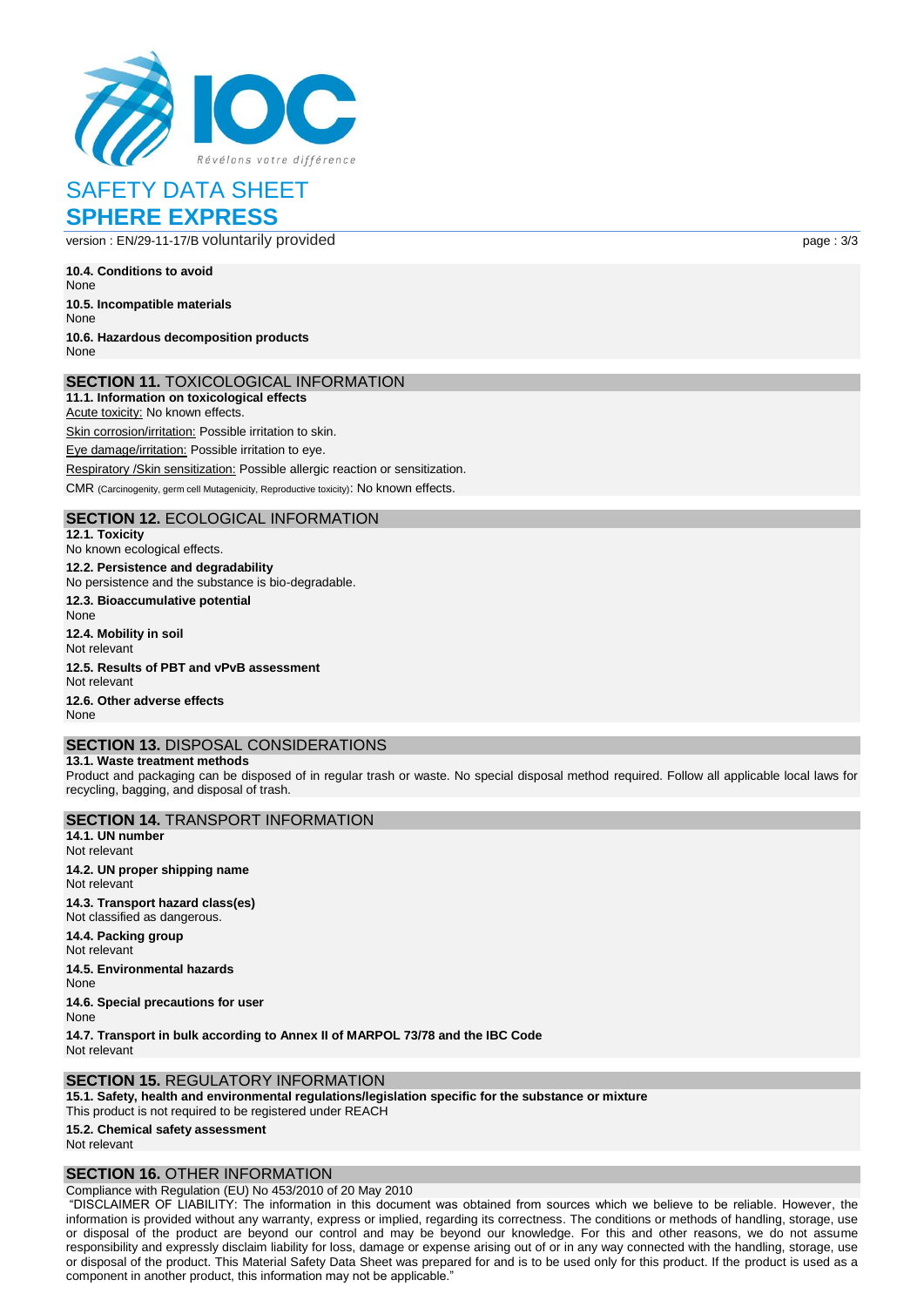**10.4. Conditions to avoid**
None

**10.5. Incompatible materials**
None

**10.6. Hazardous decomposition products**
None

## SECTION 11. TOXICOLOGICAL INFORMATION

**11.1. Information on toxicological effects**

Acute toxicity: No known effects.

Skin corrosion/irritation: Possible irritation to skin.

Eye damage/irritation: Possible irritation to eye.

Respiratory /Skin sensitization: Possible allergic reaction or sensitization.

CMR (Carcinogenity, germ cell Mutagenicity, Reproductive toxicity): No known effects.

## SECTION 12. ECOLOGICAL INFORMATION

**12.1. Toxicity**
No known ecological effects.

**12.2. Persistence and degradability**
No persistence and the substance is bio-degradable.

**12.3. Bioaccumulative potential**
None

**12.4. Mobility in soil**
Not relevant

**12.5. Results of PBT and vPvB assessment**
Not relevant

**12.6. Other adverse effects**
None

## SECTION 13. DISPOSAL CONSIDERATIONS

**13.1. Waste treatment methods**
Product and packaging can be disposed of in regular trash or waste. No special disposal method required. Follow all applicable local laws for recycling, bagging, and disposal of trash.

## SECTION 14. TRANSPORT INFORMATION

**14.1. UN number**
Not relevant

**14.2. UN proper shipping name**
Not relevant

**14.3. Transport hazard class(es)**
Not classified as dangerous.

**14.4. Packing group**
Not relevant

**14.5. Environmental hazards**
None

**14.6. Special precautions for user**
None

**14.7. Transport in bulk according to Annex II of MARPOL 73/78 and the IBC Code**
Not relevant

## SECTION 15. REGULATORY INFORMATION

**15.1. Safety, health and environmental regulations/legislation specific for the substance or mixture**
This product is not required to be registered under REACH

**15.2. Chemical safety assessment**
Not relevant

## SECTION 16. OTHER INFORMATION

Compliance with Regulation (EU) No 453/2010 of 20 May 2010

"DISCLAIMER OF LIABILITY: The information in this document was obtained from sources which we believe to be reliable. However, the information is provided without any warranty, express or implied, regarding its correctness. The conditions or methods of handling, storage, use or disposal of the product are beyond our control and may be beyond our knowledge. For this and other reasons, we do not assume responsibility and expressly disclaim liability for loss, damage or expense arising out of or in any way connected with the handling, storage, use or disposal of the product. This Material Safety Data Sheet was prepared for and is to be used only for this product. If the product is used as a component in another product, this information may not be applicable."